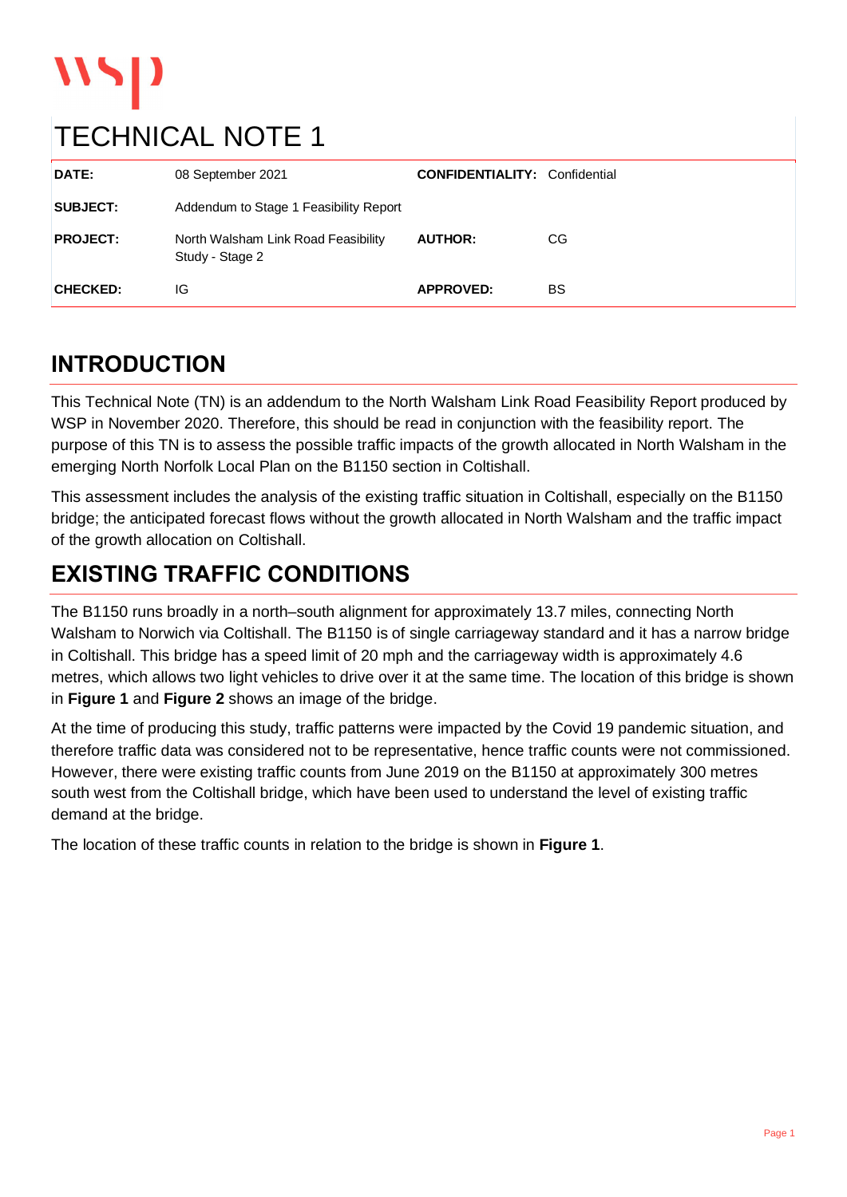# TECHNICAL NOTE 1

| DATE: | 08 September 2021 | CONFIDENTIALITY: | Confidential |
|---|---|---|---|
| SUBJECT: | Addendum to Stage 1 Feasibility Report | | |
| PROJECT: | North Walsham Link Road Feasibility Study - Stage 2 | AUTHOR: | CG |
| CHECKED: | IG | APPROVED: | BS |

## INTRODUCTION

This Technical Note (TN) is an addendum to the North Walsham Link Road Feasibility Report produced by WSP in November 2020. Therefore, this should be read in conjunction with the feasibility report. The purpose of this TN is to assess the possible traffic impacts of the growth allocated in North Walsham in the emerging North Norfolk Local Plan on the B1150 section in Coltishall.

This assessment includes the analysis of the existing traffic situation in Coltishall, especially on the B1150 bridge; the anticipated forecast flows without the growth allocated in North Walsham and the traffic impact of the growth allocation on Coltishall.

## EXISTING TRAFFIC CONDITIONS

The B1150 runs broadly in a north–south alignment for approximately 13.7 miles, connecting North Walsham to Norwich via Coltishall. The B1150 is of single carriageway standard and it has a narrow bridge in Coltishall. This bridge has a speed limit of 20 mph and the carriageway width is approximately 4.6 metres, which allows two light vehicles to drive over it at the same time. The location of this bridge is shown in **Figure 1** and **Figure 2** shows an image of the bridge.

At the time of producing this study, traffic patterns were impacted by the Covid 19 pandemic situation, and therefore traffic data was considered not to be representative, hence traffic counts were not commissioned. However, there were existing traffic counts from June 2019 on the B1150 at approximately 300 metres south west from the Coltishall bridge, which have been used to understand the level of existing traffic demand at the bridge.

The location of these traffic counts in relation to the bridge is shown in **Figure 1**.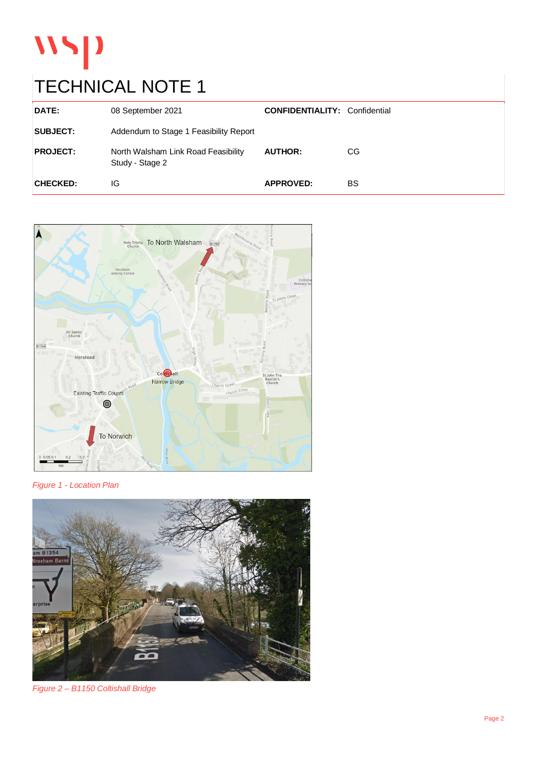# TECHNICAL NOTE 1

| DATE: | 08 September 2021 | CONFIDENTIALITY: | Confidential |
|---|---|---|---|
| SUBJECT: | Addendum to Stage 1 Feasibility Report | | |
| PROJECT: | North Walsham Link Road Feasibility Study - Stage 2 | AUTHOR: | CG |
| CHECKED: | IG | APPROVED: | BS |

*Figure 1 - Location Plan*

*Figure 2 – B1150 Coltishall Bridge*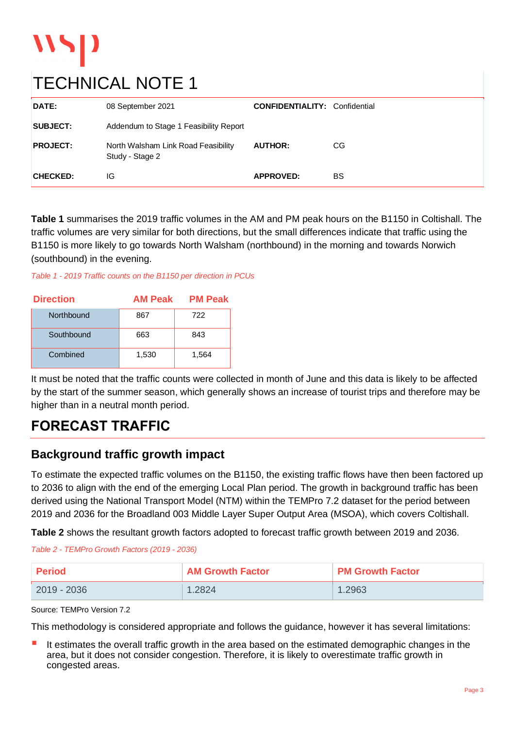# TECHNICAL NOTE 1

| | | | |
|---|---|---|---|
| **DATE:** | 08 September 2021 | **CONFIDENTIALITY:** | Confidential |
| **SUBJECT:** | Addendum to Stage 1 Feasibility Report | | |
| **PROJECT:** | North Walsham Link Road Feasibility Study - Stage 2 | **AUTHOR:** | CG |
| **CHECKED:** | IG | **APPROVED:** | BS |

**Table 1** summarises the 2019 traffic volumes in the AM and PM peak hours on the B1150 in Coltishall. The traffic volumes are very similar for both directions, but the small differences indicate that traffic using the B1150 is more likely to go towards North Walsham (northbound) in the morning and towards Norwich (southbound) in the evening.

*Table 1 - 2019 Traffic counts on the B1150 per direction in PCUs*

| Direction | AM Peak | PM Peak |
|---|---|---|
| Northbound | 867 | 722 |
| Southbound | 663 | 843 |
| Combined | 1,530 | 1,564 |

It must be noted that the traffic counts were collected in month of June and this data is likely to be affected by the start of the summer season, which generally shows an increase of tourist trips and therefore may be higher than in a neutral month period.

## FORECAST TRAFFIC

### Background traffic growth impact

To estimate the expected traffic volumes on the B1150, the existing traffic flows have then been factored up to 2036 to align with the end of the emerging Local Plan period. The growth in background traffic has been derived using the National Transport Model (NTM) within the TEMPro 7.2 dataset for the period between 2019 and 2036 for the Broadland 003 Middle Layer Super Output Area (MSOA), which covers Coltishall.

**Table 2** shows the resultant growth factors adopted to forecast traffic growth between 2019 and 2036.

*Table 2 - TEMPro Growth Factors (2019 - 2036)*

| Period | AM Growth Factor | PM Growth Factor |
|---|---|---|
| 2019 - 2036 | 1.2824 | 1.2963 |

Source: TEMPro Version 7.2

This methodology is considered appropriate and follows the guidance, however it has several limitations:

- It estimates the overall traffic growth in the area based on the estimated demographic changes in the area, but it does not consider congestion. Therefore, it is likely to overestimate traffic growth in congested areas.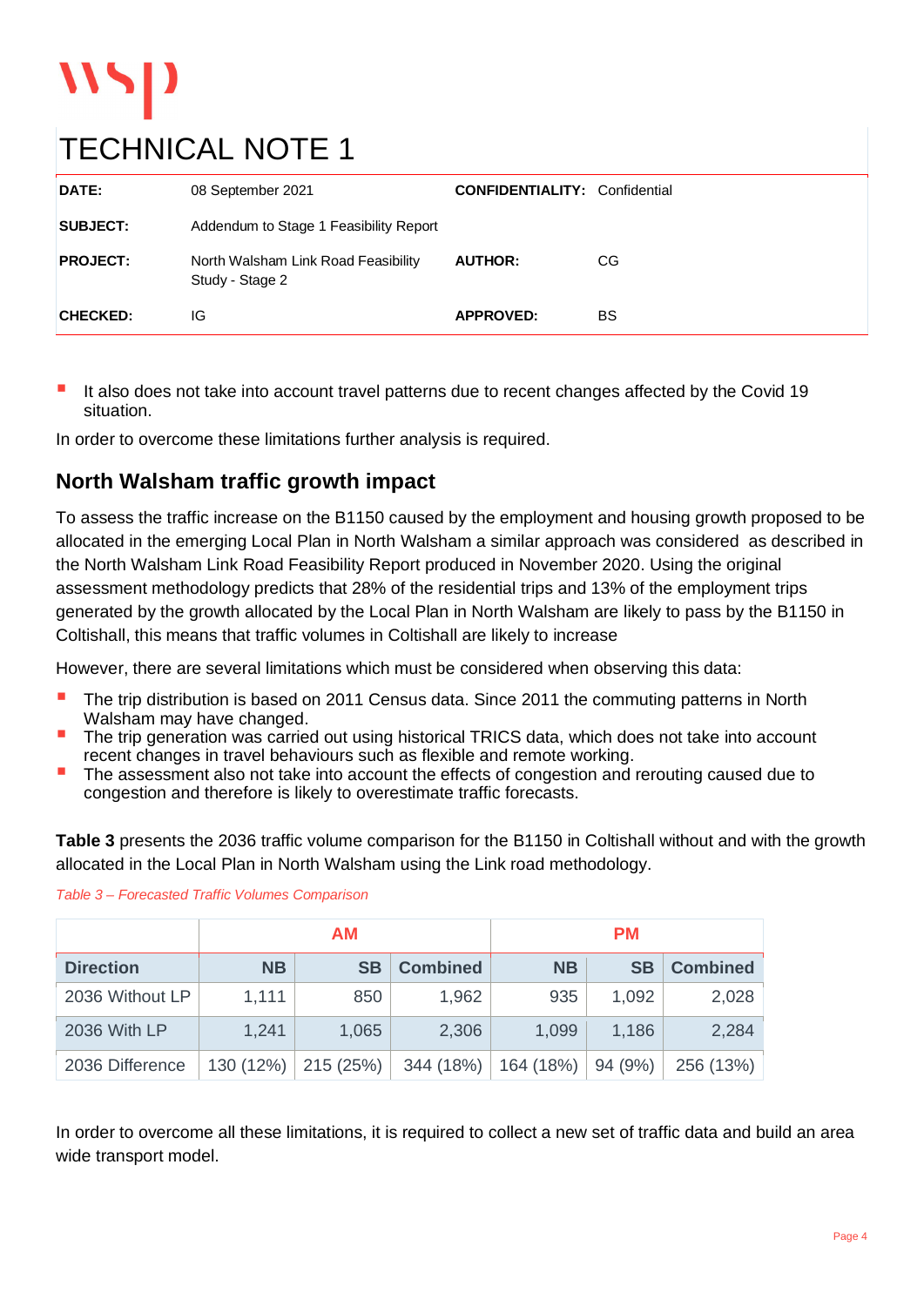# TECHNICAL NOTE 1

| | | | |
|---|---|---|---|
| **DATE:** | 08 September 2021 | **CONFIDENTIALITY:** | Confidential |
| **SUBJECT:** | Addendum to Stage 1 Feasibility Report | | |
| **PROJECT:** | North Walsham Link Road Feasibility Study - Stage 2 | **AUTHOR:** | CG |
| **CHECKED:** | IG | **APPROVED:** | BS |

- It also does not take into account travel patterns due to recent changes affected by the Covid 19 situation.

In order to overcome these limitations further analysis is required.

## North Walsham traffic growth impact

To assess the traffic increase on the B1150 caused by the employment and housing growth proposed to be allocated in the emerging Local Plan in North Walsham a similar approach was considered as described in the North Walsham Link Road Feasibility Report produced in November 2020. Using the original assessment methodology predicts that 28% of the residential trips and 13% of the employment trips generated by the growth allocated by the Local Plan in North Walsham are likely to pass by the B1150 in Coltishall, this means that traffic volumes in Coltishall are likely to increase

However, there are several limitations which must be considered when observing this data:

- The trip distribution is based on 2011 Census data. Since 2011 the commuting patterns in North Walsham may have changed.
- The trip generation was carried out using historical TRICS data, which does not take into account recent changes in travel behaviours such as flexible and remote working.
- The assessment also not take into account the effects of congestion and rerouting caused due to congestion and therefore is likely to overestimate traffic forecasts.

**Table 3** presents the 2036 traffic volume comparison for the B1150 in Coltishall without and with the growth allocated in the Local Plan in North Walsham using the Link road methodology.

*Table 3 – Forecasted Traffic Volumes Comparison*

| | AM | | | PM | | |
|---|---|---|---|---|---|---|
| **Direction** | **NB** | **SB** | **Combined** | **NB** | **SB** | **Combined** |
| 2036 Without LP | 1,111 | 850 | 1,962 | 935 | 1,092 | 2,028 |
| 2036 With LP | 1,241 | 1,065 | 2,306 | 1,099 | 1,186 | 2,284 |
| 2036 Difference | 130 (12%) | 215 (25%) | 344 (18%) | 164 (18%) | 94 (9%) | 256 (13%) |

In order to overcome all these limitations, it is required to collect a new set of traffic data and build an area wide transport model.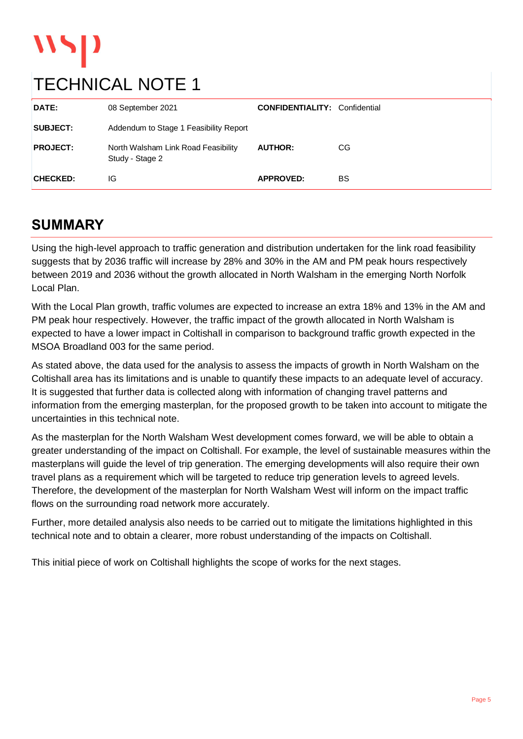# TECHNICAL NOTE 1

| | | | |
|---|---|---|---|
| **DATE:** | 08 September 2021 | **CONFIDENTIALITY:** | Confidential |
| **SUBJECT:** | Addendum to Stage 1 Feasibility Report | | |
| **PROJECT:** | North Walsham Link Road Feasibility Study - Stage 2 | **AUTHOR:** | CG |
| **CHECKED:** | IG | **APPROVED:** | BS |

## SUMMARY

Using the high-level approach to traffic generation and distribution undertaken for the link road feasibility suggests that by 2036 traffic will increase by 28% and 30% in the AM and PM peak hours respectively between 2019 and 2036 without the growth allocated in North Walsham in the emerging North Norfolk Local Plan.

With the Local Plan growth, traffic volumes are expected to increase an extra 18% and 13% in the AM and PM peak hour respectively. However, the traffic impact of the growth allocated in North Walsham is expected to have a lower impact in Coltishall in comparison to background traffic growth expected in the MSOA Broadland 003 for the same period.

As stated above, the data used for the analysis to assess the impacts of growth in North Walsham on the Coltishall area has its limitations and is unable to quantify these impacts to an adequate level of accuracy. It is suggested that further data is collected along with information of changing travel patterns and information from the emerging masterplan, for the proposed growth to be taken into account to mitigate the uncertainties in this technical note.

As the masterplan for the North Walsham West development comes forward, we will be able to obtain a greater understanding of the impact on Coltishall. For example, the level of sustainable measures within the masterplans will guide the level of trip generation. The emerging developments will also require their own travel plans as a requirement which will be targeted to reduce trip generation levels to agreed levels. Therefore, the development of the masterplan for North Walsham West will inform on the impact traffic flows on the surrounding road network more accurately.

Further, more detailed analysis also needs to be carried out to mitigate the limitations highlighted in this technical note and to obtain a clearer, more robust understanding of the impacts on Coltishall.

This initial piece of work on Coltishall highlights the scope of works for the next stages.